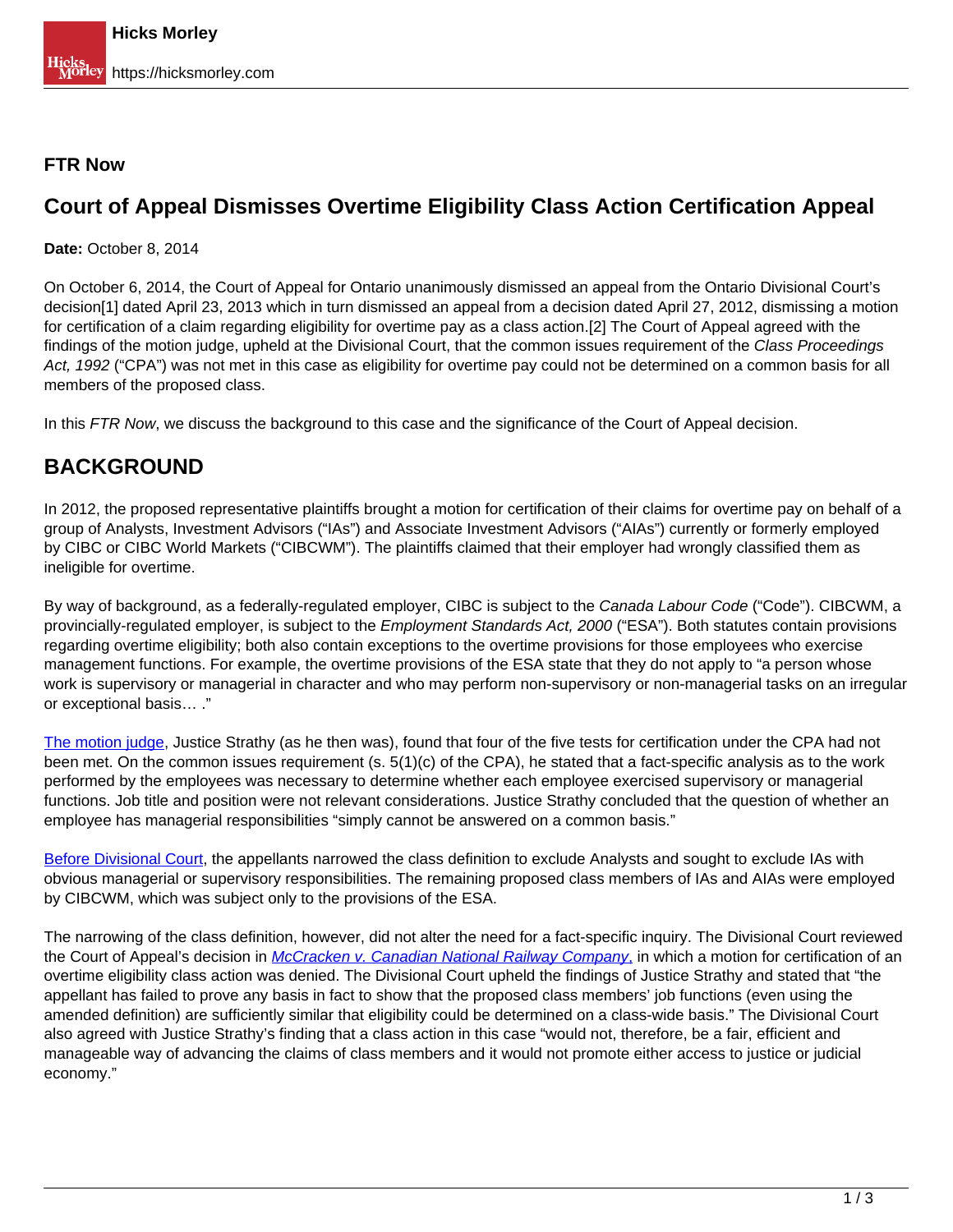### FTR Now

## Court of Appeal Dismisses Overtime Eligibility Class Action Certification Appeal

**Date:** October 8, 2014

On October 6, 2014, the Court of Appeal for Ontario unanimously dismissed an appeal from the Ontario Divisional Court's decision[1] dated April 23, 2013 which in turn dismissed an appeal from a decision dated April 27, 2012, dismissing a motion for certification of a claim regarding eligibility for overtime pay as a class action.[2] The Court of Appeal agreed with the findings of the motion judge, upheld at the Divisional Court, that the common issues requirement of the *Class Proceedings Act, 1992* ("CPA") was not met in this case as eligibility for overtime pay could not be determined on a common basis for all members of the proposed class.

In this *FTR Now*, we discuss the background to this case and the significance of the Court of Appeal decision.

## BACKGROUND

In 2012, the proposed representative plaintiffs brought a motion for certification of their claims for overtime pay on behalf of a group of Analysts, Investment Advisors ("IAs") and Associate Investment Advisors ("AIAs") currently or formerly employed by CIBC or CIBC World Markets ("CIBCWM"). The plaintiffs claimed that their employer had wrongly classified them as ineligible for overtime.

By way of background, as a federally-regulated employer, CIBC is subject to the *Canada Labour Code* ("Code"). CIBCWM, a provincially-regulated employer, is subject to the *Employment Standards Act, 2000* ("ESA"). Both statutes contain provisions regarding overtime eligibility; both also contain exceptions to the overtime provisions for those employees who exercise management functions. For example, the overtime provisions of the ESA state that they do not apply to "a person whose work is supervisory or managerial in character and who may perform non-supervisory or non-managerial tasks on an irregular or exceptional basis… ."

The motion judge, Justice Strathy (as he then was), found that four of the five tests for certification under the CPA had not been met. On the common issues requirement (s. 5(1)(c) of the CPA), he stated that a fact-specific analysis as to the work performed by the employees was necessary to determine whether each employee exercised supervisory or managerial functions. Job title and position were not relevant considerations. Justice Strathy concluded that the question of whether an employee has managerial responsibilities "simply cannot be answered on a common basis."

Before Divisional Court, the appellants narrowed the class definition to exclude Analysts and sought to exclude IAs with obvious managerial or supervisory responsibilities. The remaining proposed class members of IAs and AIAs were employed by CIBCWM, which was subject only to the provisions of the ESA.

The narrowing of the class definition, however, did not alter the need for a fact-specific inquiry. The Divisional Court reviewed the Court of Appeal's decision in *McCracken v. Canadian National Railway Company*, in which a motion for certification of an overtime eligibility class action was denied. The Divisional Court upheld the findings of Justice Strathy and stated that "the appellant has failed to prove any basis in fact to show that the proposed class members' job functions (even using the amended definition) are sufficiently similar that eligibility could be determined on a class-wide basis." The Divisional Court also agreed with Justice Strathy's finding that a class action in this case "would not, therefore, be a fair, efficient and manageable way of advancing the claims of class members and it would not promote either access to justice or judicial economy."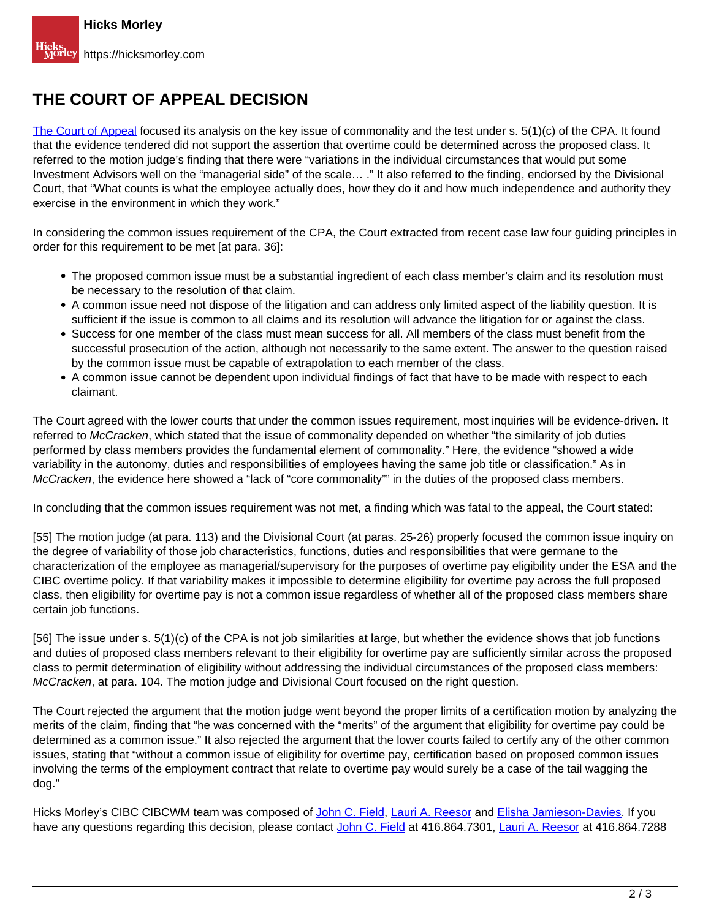## THE COURT OF APPEAL DECISION

[The Court of Appeal] focused its analysis on the key issue of commonality and the test under s. 5(1)(c) of the CPA. It found that the evidence tendered did not support the assertion that overtime could be determined across the proposed class. It referred to the motion judge's finding that there were "variations in the individual circumstances that would put some Investment Advisors well on the "managerial side" of the scale… ." It also referred to the finding, endorsed by the Divisional Court, that "What counts is what the employee actually does, how they do it and how much independence and authority they exercise in the environment in which they work."

In considering the common issues requirement of the CPA, the Court extracted from recent case law four guiding principles in order for this requirement to be met [at para. 36]:

- The proposed common issue must be a substantial ingredient of each class member's claim and its resolution must be necessary to the resolution of that claim.
- A common issue need not dispose of the litigation and can address only limited aspect of the liability question. It is sufficient if the issue is common to all claims and its resolution will advance the litigation for or against the class.
- Success for one member of the class must mean success for all. All members of the class must benefit from the successful prosecution of the action, although not necessarily to the same extent. The answer to the question raised by the common issue must be capable of extrapolation to each member of the class.
- A common issue cannot be dependent upon individual findings of fact that have to be made with respect to each claimant.

The Court agreed with the lower courts that under the common issues requirement, most inquiries will be evidence-driven. It referred to *McCracken*, which stated that the issue of commonality depended on whether "the similarity of job duties performed by class members provides the fundamental element of commonality." Here, the evidence "showed a wide variability in the autonomy, duties and responsibilities of employees having the same job title or classification." As in *McCracken*, the evidence here showed a "lack of "core commonality"" in the duties of the proposed class members.

In concluding that the common issues requirement was not met, a finding which was fatal to the appeal, the Court stated:

[55] The motion judge (at para. 113) and the Divisional Court (at paras. 25-26) properly focused the common issue inquiry on the degree of variability of those job characteristics, functions, duties and responsibilities that were germane to the characterization of the employee as managerial/supervisory for the purposes of overtime pay eligibility under the ESA and the CIBC overtime policy. If that variability makes it impossible to determine eligibility for overtime pay across the full proposed class, then eligibility for overtime pay is not a common issue regardless of whether all of the proposed class members share certain job functions.

[56] The issue under s. 5(1)(c) of the CPA is not job similarities at large, but whether the evidence shows that job functions and duties of proposed class members relevant to their eligibility for overtime pay are sufficiently similar across the proposed class to permit determination of eligibility without addressing the individual circumstances of the proposed class members: *McCracken*, at para. 104. The motion judge and Divisional Court focused on the right question.

The Court rejected the argument that the motion judge went beyond the proper limits of a certification motion by analyzing the merits of the claim, finding that "he was concerned with the "merits" of the argument that eligibility for overtime pay could be determined as a common issue." It also rejected the argument that the lower courts failed to certify any of the other common issues, stating that "without a common issue of eligibility for overtime pay, certification based on proposed common issues involving the terms of the employment contract that relate to overtime pay would surely be a case of the tail wagging the dog."

Hicks Morley's CIBC CIBCWM team was composed of John C. Field, Lauri A. Reesor and Elisha Jamieson-Davies. If you have any questions regarding this decision, please contact John C. Field at 416.864.7301, Lauri A. Reesor at 416.864.7288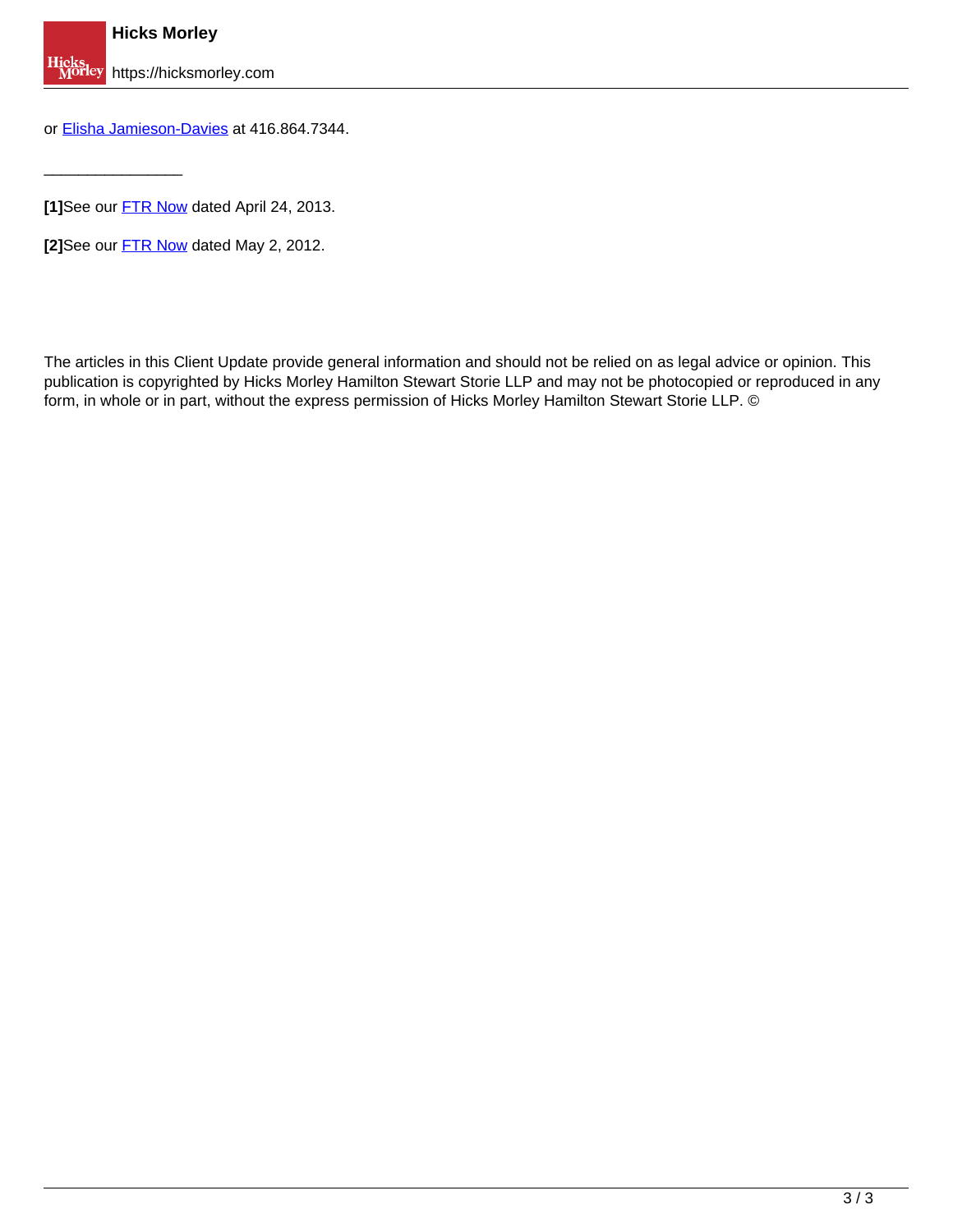or Elisha Jamieson-Davies at 416.864.7344.

________________

**[1]**See our FTR Now dated April 24, 2013.

**[2]**See our FTR Now dated May 2, 2012.

The articles in this Client Update provide general information and should not be relied on as legal advice or opinion. This publication is copyrighted by Hicks Morley Hamilton Stewart Storie LLP and may not be photocopied or reproduced in any form, in whole or in part, without the express permission of Hicks Morley Hamilton Stewart Storie LLP. ©